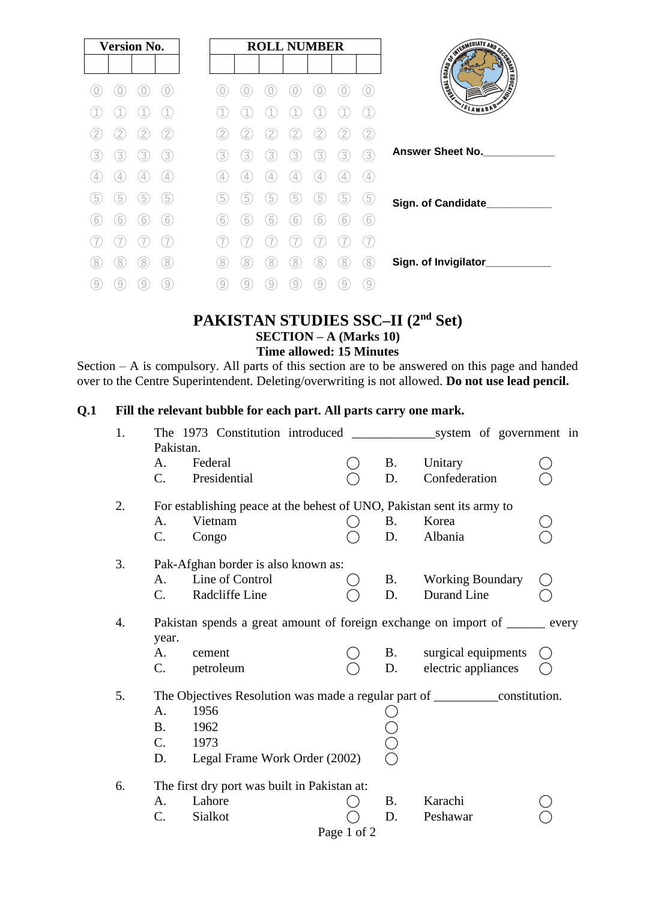| Version No. | | | |
|---|---|---|---|
| | | | |

| ROLL NUMBER | | | | | | |
|---|---|---|---|---|---|---|
| | | | | | | |

**Answer Sheet No.____________**

**Sign. of Candidate___________**

**Sign. of Invigilator___________**

# PAKISTAN STUDIES SSC–II (2nd Set)

### SECTION – A (Marks 10)

### Time allowed: 15 Minutes

Section – A is compulsory. All parts of this section are to be answered on this page and handed over to the Centre Superintendent. Deleting/overwriting is not allowed. **Do not use lead pencil.**

**Q.1 Fill the relevant bubble for each part. All parts carry one mark.**

1. The 1973 Constitution introduced _____________system of government in Pakistan.
   - A. Federal ◯
   - B. Unitary ◯
   - C. Presidential ◯
   - D. Confederation ◯

2. For establishing peace at the behest of UNO, Pakistan sent its army to
   - A. Vietnam ◯
   - B. Korea ◯
   - C. Congo ◯
   - D. Albania ◯

3. Pak-Afghan border is also known as:
   - A. Line of Control ◯
   - B. Working Boundary ◯
   - C. Radcliffe Line ◯
   - D. Durand Line ◯

4. Pakistan spends a great amount of foreign exchange on import of ______ every year.
   - A. cement ◯
   - B. surgical equipments ◯
   - C. petroleum ◯
   - D. electric appliances ◯

5. The Objectives Resolution was made a regular part of __________constitution.
   - A. 1956 ◯
   - B. 1962 ◯
   - C. 1973 ◯
   - D. Legal Frame Work Order (2002) ◯

6. The first dry port was built in Pakistan at:
   - A. Lahore ◯
   - B. Karachi ◯
   - C. Sialkot ◯
   - D. Peshawar ◯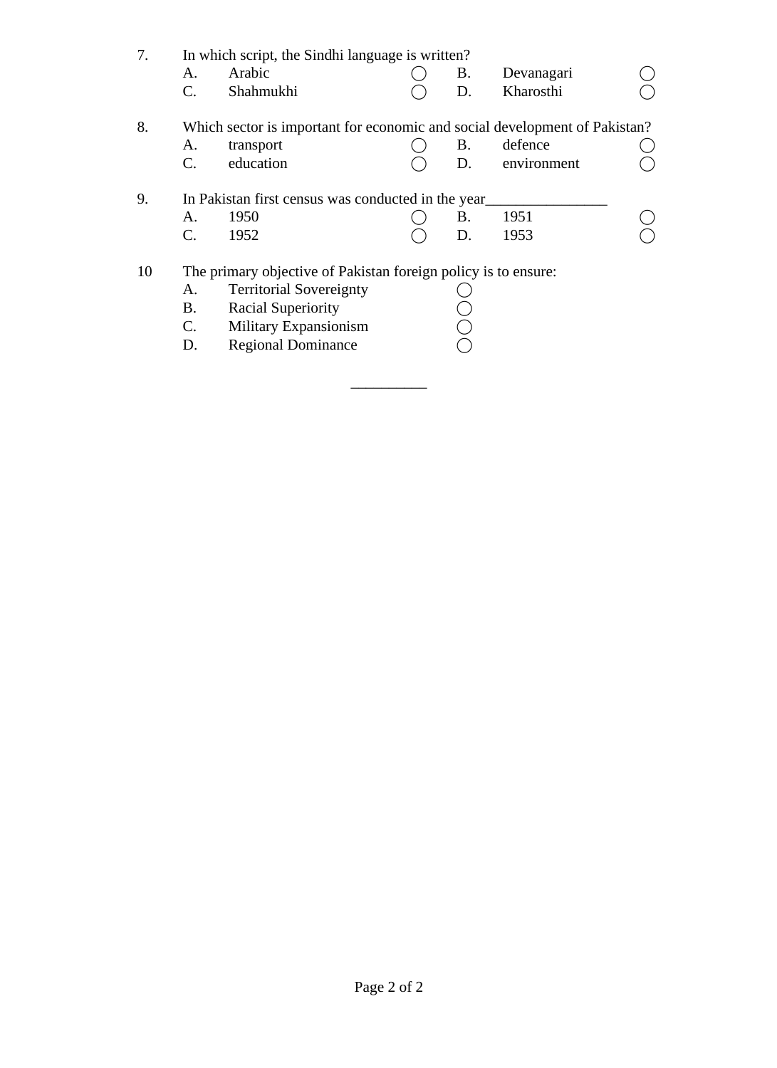7. In which script, the Sindhi language is written?
   - A. Arabic ◯
   - B. Devanagari ◯
   - C. Shahmukhi ◯
   - D. Kharosthi ◯

8. Which sector is important for economic and social development of Pakistan?
   - A. transport ◯
   - B. defence ◯
   - C. education ◯
   - D. environment ◯

9. In Pakistan first census was conducted in the year________________
   - A. 1950 ◯
   - B. 1951 ◯
   - C. 1952 ◯
   - D. 1953 ◯

10 The primary objective of Pakistan foreign policy is to ensure:
   - A. Territorial Sovereignty ◯
   - B. Racial Superiority ◯
   - C. Military Expansionism ◯
   - D. Regional Dominance ◯

__________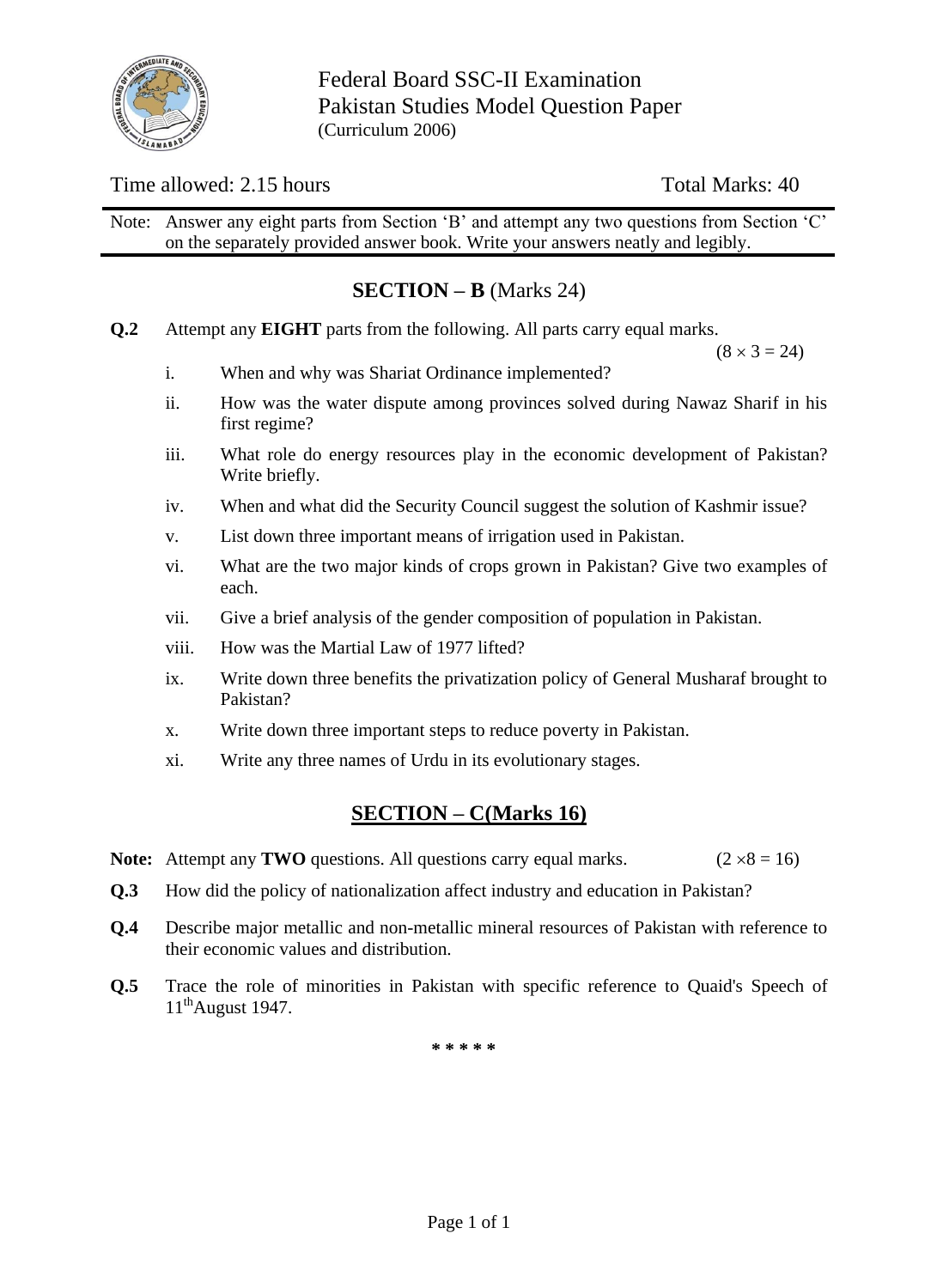Federal Board SSC-II Examination
Pakistan Studies Model Question Paper
(Curriculum 2006)

Time allowed: 2.15 hours Total Marks: 40

Note: Answer any eight parts from Section 'B' and attempt any two questions from Section 'C' on the separately provided answer book. Write your answers neatly and legibly.

## SECTION – B (Marks 24)

**Q.2** Attempt any **EIGHT** parts from the following. All parts carry equal marks. $(8 \times 3 = 24)$

i. When and why was Shariat Ordinance implemented?

ii. How was the water dispute among provinces solved during Nawaz Sharif in his first regime?

iii. What role do energy resources play in the economic development of Pakistan? Write briefly.

iv. When and what did the Security Council suggest the solution of Kashmir issue?

v. List down three important means of irrigation used in Pakistan.

vi. What are the two major kinds of crops grown in Pakistan? Give two examples of each.

vii. Give a brief analysis of the gender composition of population in Pakistan.

viii. How was the Martial Law of 1977 lifted?

ix. Write down three benefits the privatization policy of General Musharaf brought to Pakistan?

x. Write down three important steps to reduce poverty in Pakistan.

xi. Write any three names of Urdu in its evolutionary stages.

## SECTION – C(Marks 16)

**Note:** Attempt any **TWO** questions. All questions carry equal marks. $(2 \times 8 = 16)$

**Q.3** How did the policy of nationalization affect industry and education in Pakistan?

**Q.4** Describe major metallic and non-metallic mineral resources of Pakistan with reference to their economic values and distribution.

**Q.5** Trace the role of minorities in Pakistan with specific reference to Quaid's Speech of 11th August 1947.

* * * * *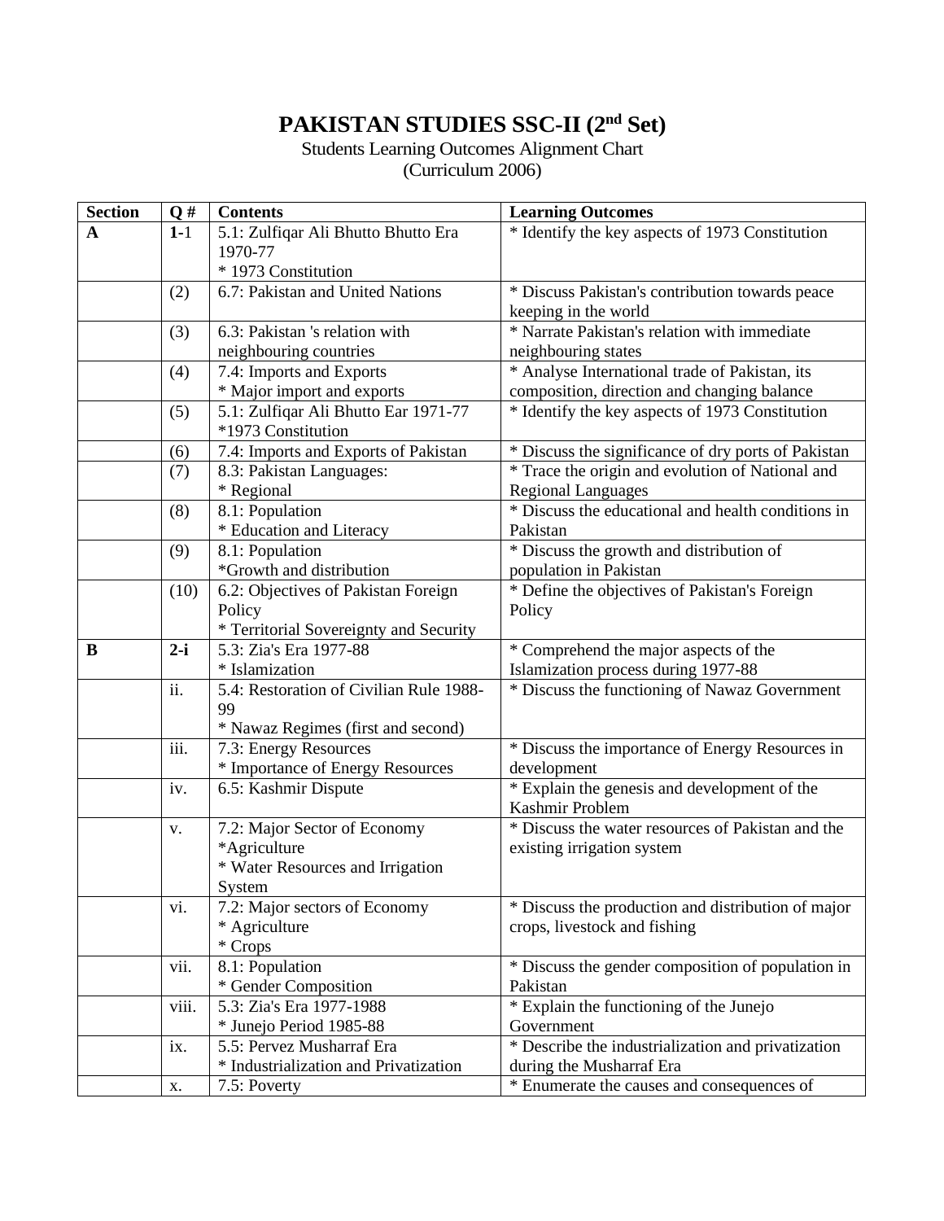# PAKISTAN STUDIES SSC-II (2nd Set)

Students Learning Outcomes Alignment Chart
(Curriculum 2006)

| Section | Q # | Contents | Learning Outcomes |
|---|---|---|---|
| **A** | **1-**1 | 5.1: Zulfiqar Ali Bhutto Bhutto Era 1970-77<br>* 1973 Constitution | * Identify the key aspects of 1973 Constitution |
| | (2) | 6.7: Pakistan and United Nations | * Discuss Pakistan's contribution towards peace keeping in the world |
| | (3) | 6.3: Pakistan 's relation with neighbouring countries | * Narrate Pakistan's relation with immediate neighbouring states |
| | (4) | 7.4: Imports and Exports<br>* Major import and exports | * Analyse International trade of Pakistan, its composition, direction and changing balance |
| | (5) | 5.1: Zulfiqar Ali Bhutto Ear 1971-77<br>*1973 Constitution | * Identify the key aspects of 1973 Constitution |
| | (6) | 7.4: Imports and Exports of Pakistan | * Discuss the significance of dry ports of Pakistan |
| | (7) | 8.3: Pakistan Languages:<br>* Regional | * Trace the origin and evolution of National and Regional Languages |
| | (8) | 8.1: Population<br>* Education and Literacy | * Discuss the educational and health conditions in Pakistan |
| | (9) | 8.1: Population<br>*Growth and distribution | * Discuss the growth and distribution of population in Pakistan |
| | (10) | 6.2: Objectives of Pakistan Foreign Policy<br>* Territorial Sovereignty and Security | * Define the objectives of Pakistan's Foreign Policy |
| **B** | **2-i** | 5.3: Zia's Era 1977-88<br>* Islamization | * Comprehend the major aspects of the Islamization process during 1977-88 |
| | ii. | 5.4: Restoration of Civilian Rule 1988-99<br>* Nawaz Regimes (first and second) | * Discuss the functioning of Nawaz Government |
| | iii. | 7.3: Energy Resources<br>* Importance of Energy Resources | * Discuss the importance of Energy Resources in development |
| | iv. | 6.5: Kashmir Dispute | * Explain the genesis and development of the Kashmir Problem |
| | v. | 7.2: Major Sector of Economy<br>*Agriculture<br>* Water Resources and Irrigation System | * Discuss the water resources of Pakistan and the existing irrigation system |
| | vi. | 7.2: Major sectors of Economy<br>* Agriculture<br>* Crops | * Discuss the production and distribution of major crops, livestock and fishing |
| | vii. | 8.1: Population<br>* Gender Composition | * Discuss the gender composition of population in Pakistan |
| | viii. | 5.3: Zia's Era 1977-1988<br>* Junejo Period 1985-88 | * Explain the functioning of the Junejo Government |
| | ix. | 5.5: Pervez Musharraf Era<br>* Industrialization and Privatization | * Describe the industrialization and privatization during the Musharraf Era |
| | x. | 7.5: Poverty | * Enumerate the causes and consequences of |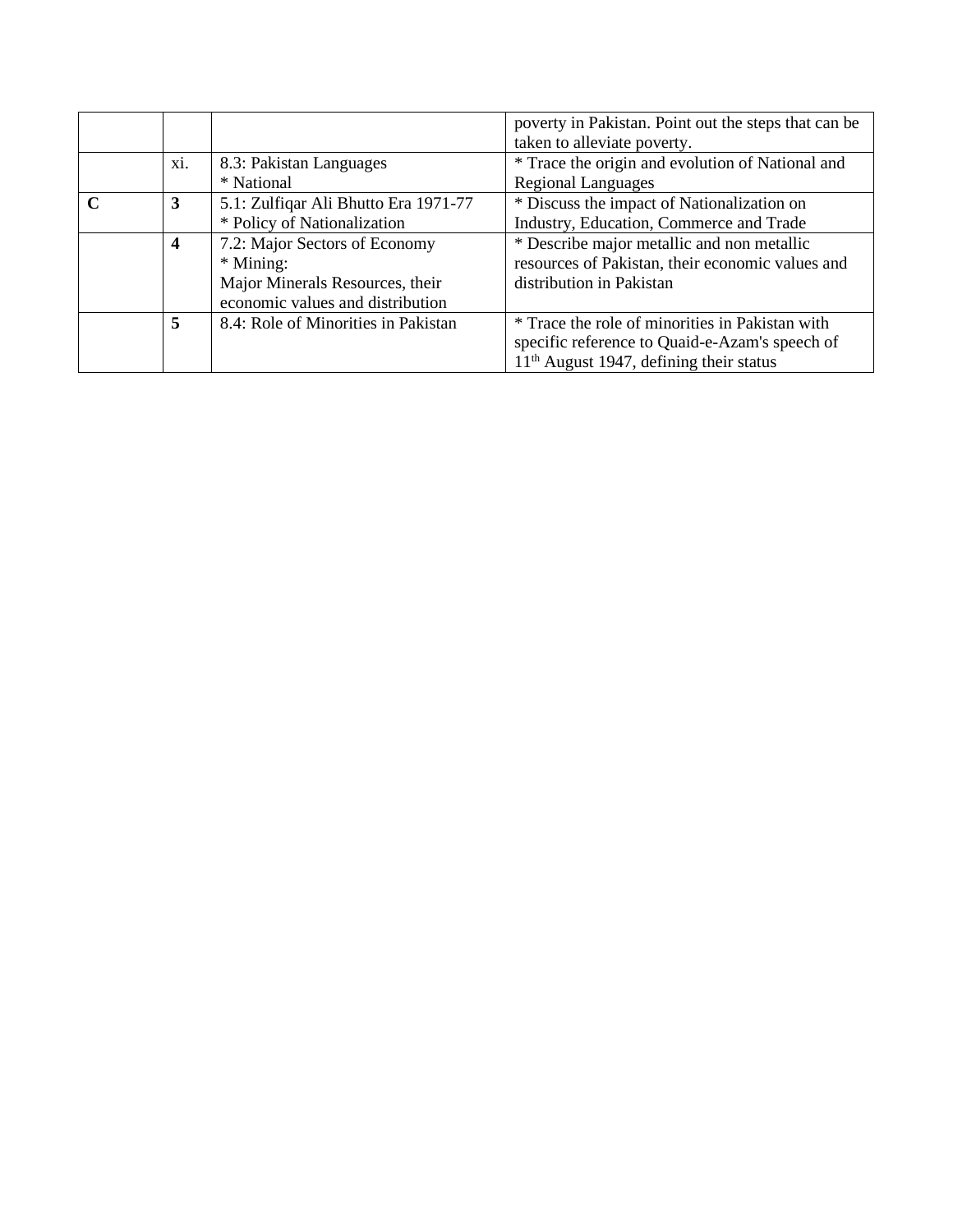| | | | |
|---|---|---|---|
| | | | poverty in Pakistan. Point out the steps that can be taken to alleviate poverty. |
| | xi. | 8.3: Pakistan Languages<br>* National | * Trace the origin and evolution of National and Regional Languages |
| **C** | **3** | 5.1: Zulfiqar Ali Bhutto Era 1971-77<br>* Policy of Nationalization | * Discuss the impact of Nationalization on Industry, Education, Commerce and Trade |
| | **4** | 7.2: Major Sectors of Economy<br>* Mining:<br>Major Minerals Resources, their economic values and distribution | * Describe major metallic and non metallic resources of Pakistan, their economic values and distribution in Pakistan |
| | **5** | 8.4: Role of Minorities in Pakistan | * Trace the role of minorities in Pakistan with specific reference to Quaid-e-Azam's speech of 11th August 1947, defining their status |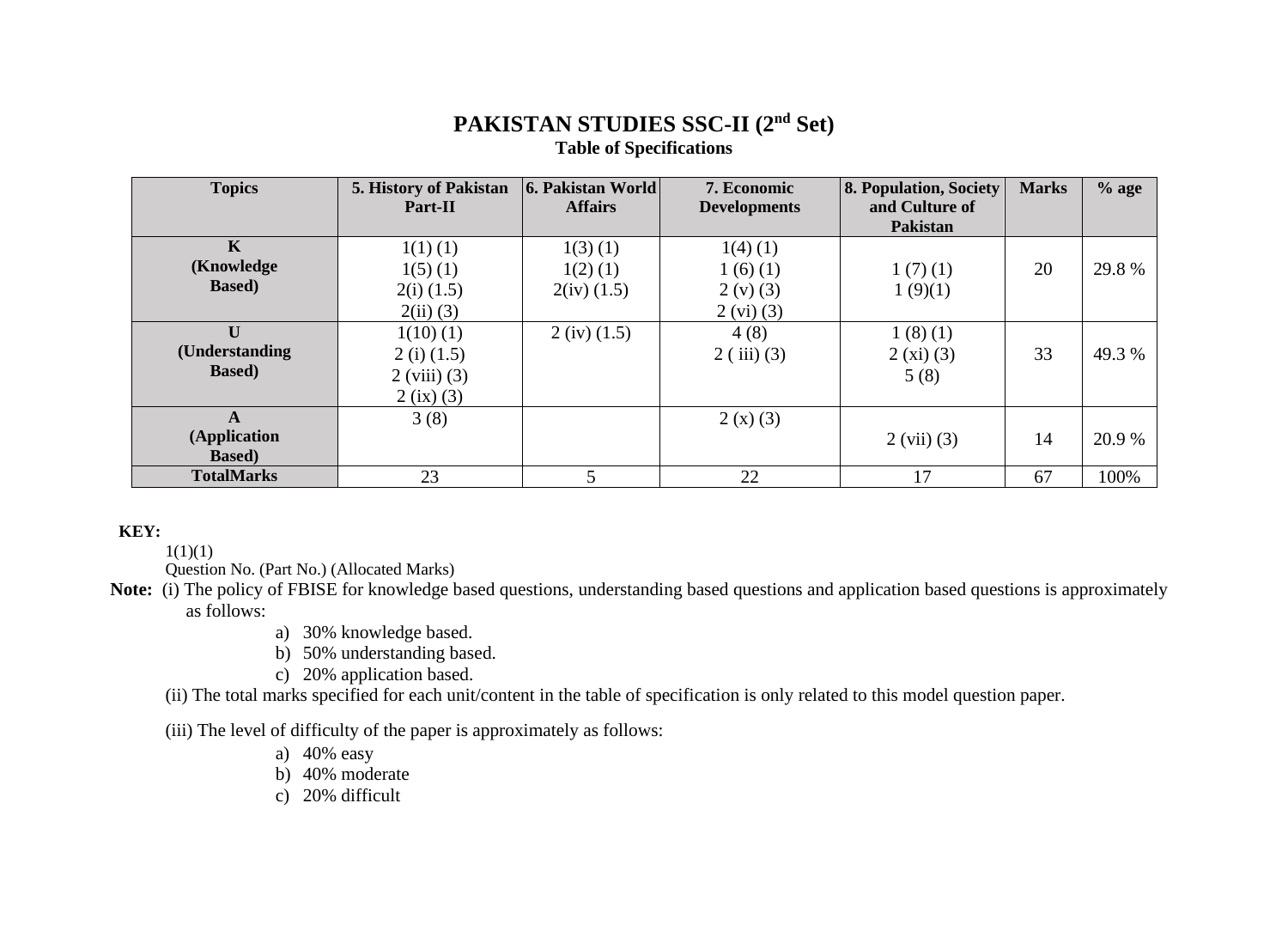# PAKISTAN STUDIES SSC-II (2nd Set)

**Table of Specifications**

| Topics | 5. History of Pakistan Part-II | 6. Pakistan World Affairs | 7. Economic Developments | 8. Population, Society and Culture of Pakistan | Marks | % age |
|---|---|---|---|---|---|---|
| **K (Knowledge Based)** | 1(1) (1)<br>1(5) (1)<br>2(i) (1.5)<br>2(ii) (3) | 1(3) (1)<br>1(2) (1)<br>2(iv) (1.5) | 1(4) (1)<br>1 (6) (1)<br>2 (v) (3)<br>2 (vi) (3) | 1 (7) (1)<br>1 (9)(1) | 20 | 29.8 % |
| **U (Understanding Based)** | 1(10) (1)<br>2 (i) (1.5)<br>2 (viii) (3)<br>2 (ix) (3) | 2 (iv) (1.5) | 4 (8)<br>2 ( iii) (3) | 1 (8) (1)<br>2 (xi) (3)<br>5 (8) | 33 | 49.3 % |
| **A (Application Based)** | 3 (8) | | 2 (x) (3) | 2 (vii) (3) | 14 | 20.9 % |
| **TotalMarks** | 23 | 5 | 22 | 17 | 67 | 100% |

**KEY:**

1(1)(1)

Question No. (Part No.) (Allocated Marks)

**Note:** (i) The policy of FBISE for knowledge based questions, understanding based questions and application based questions is approximately as follows:

a) 30% knowledge based.
b) 50% understanding based.
c) 20% application based.

(ii) The total marks specified for each unit/content in the table of specification is only related to this model question paper.

(iii) The level of difficulty of the paper is approximately as follows:

a) 40% easy
b) 40% moderate
c) 20% difficult